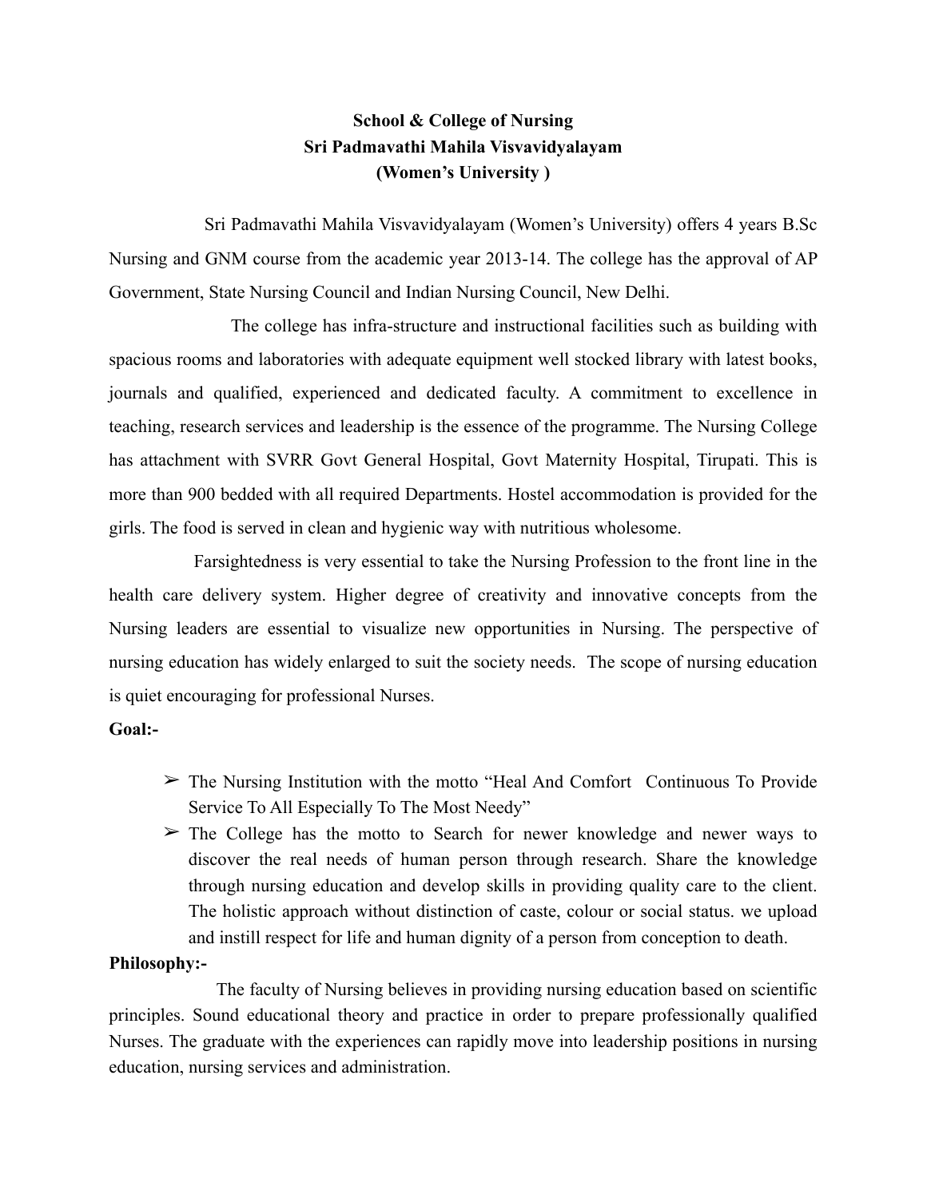# School & College of Nursing
## Sri Padmavathi Mahila Visvavidyalayam
## (Women's University )

Sri Padmavathi Mahila Visvavidyalayam (Women's University) offers 4 years B.Sc Nursing and GNM course from the academic year 2013-14. The college has the approval of AP Government, State Nursing Council and Indian Nursing Council, New Delhi.

The college has infra-structure and instructional facilities such as building with spacious rooms and laboratories with adequate equipment well stocked library with latest books, journals and qualified, experienced and dedicated faculty. A commitment to excellence in teaching, research services and leadership is the essence of the programme. The Nursing College has attachment with SVRR Govt General Hospital, Govt Maternity Hospital, Tirupati. This is more than 900 bedded with all required Departments. Hostel accommodation is provided for the girls. The food is served in clean and hygienic way with nutritious wholesome.

Farsightedness is very essential to take the Nursing Profession to the front line in the health care delivery system. Higher degree of creativity and innovative concepts from the Nursing leaders are essential to visualize new opportunities in Nursing. The perspective of nursing education has widely enlarged to suit the society needs. The scope of nursing education is quiet encouraging for professional Nurses.

**Goal:-**

- ➢ The Nursing Institution with the motto "Heal And Comfort Continuous To Provide Service To All Especially To The Most Needy"
- ➢ The College has the motto to Search for newer knowledge and newer ways to discover the real needs of human person through research. Share the knowledge through nursing education and develop skills in providing quality care to the client. The holistic approach without distinction of caste, colour or social status. we upload and instill respect for life and human dignity of a person from conception to death.

**Philosophy:-**

The faculty of Nursing believes in providing nursing education based on scientific principles. Sound educational theory and practice in order to prepare professionally qualified Nurses. The graduate with the experiences can rapidly move into leadership positions in nursing education, nursing services and administration.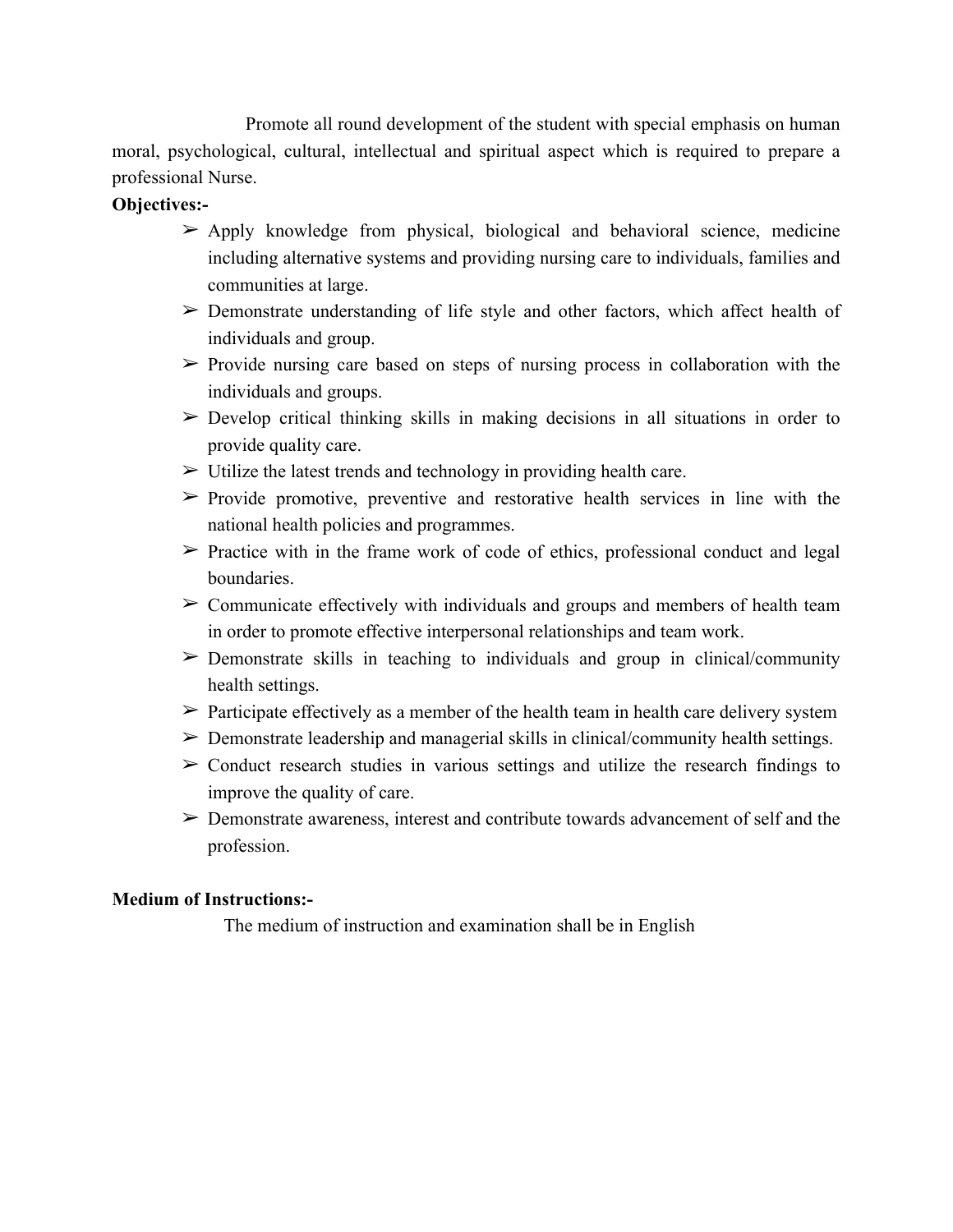Promote all round development of the student with special emphasis on human moral, psychological, cultural, intellectual and spiritual aspect which is required to prepare a professional Nurse.

**Objectives:-**

- ➢ Apply knowledge from physical, biological and behavioral science, medicine including alternative systems and providing nursing care to individuals, families and communities at large.
- ➢ Demonstrate understanding of life style and other factors, which affect health of individuals and group.
- ➢ Provide nursing care based on steps of nursing process in collaboration with the individuals and groups.
- ➢ Develop critical thinking skills in making decisions in all situations in order to provide quality care.
- ➢ Utilize the latest trends and technology in providing health care.
- ➢ Provide promotive, preventive and restorative health services in line with the national health policies and programmes.
- ➢ Practice with in the frame work of code of ethics, professional conduct and legal boundaries.
- ➢ Communicate effectively with individuals and groups and members of health team in order to promote effective interpersonal relationships and team work.
- ➢ Demonstrate skills in teaching to individuals and group in clinical/community health settings.
- ➢ Participate effectively as a member of the health team in health care delivery system
- ➢ Demonstrate leadership and managerial skills in clinical/community health settings.
- ➢ Conduct research studies in various settings and utilize the research findings to improve the quality of care.
- ➢ Demonstrate awareness, interest and contribute towards advancement of self and the profession.

**Medium of Instructions:-**

The medium of instruction and examination shall be in English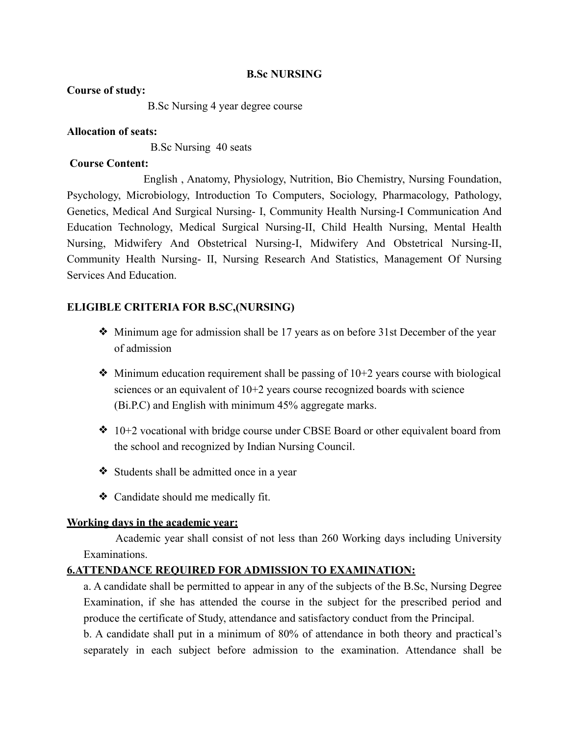**B.Sc NURSING**

**Course of study:**

B.Sc Nursing 4 year degree course

**Allocation of seats:**

B.Sc Nursing 40 seats

**Course Content:**

English , Anatomy, Physiology, Nutrition, Bio Chemistry, Nursing Foundation, Psychology, Microbiology, Introduction To Computers, Sociology, Pharmacology, Pathology, Genetics, Medical And Surgical Nursing- I, Community Health Nursing-I Communication And Education Technology, Medical Surgical Nursing-II, Child Health Nursing, Mental Health Nursing, Midwifery And Obstetrical Nursing-I, Midwifery And Obstetrical Nursing-II, Community Health Nursing- II, Nursing Research And Statistics, Management Of Nursing Services And Education.

**ELIGIBLE CRITERIA FOR B.SC,(NURSING)**

- Minimum age for admission shall be 17 years as on before 31st December of the year of admission
- Minimum education requirement shall be passing of 10+2 years course with biological sciences or an equivalent of 10+2 years course recognized boards with science (Bi.P.C) and English with minimum 45% aggregate marks.
- 10+2 vocational with bridge course under CBSE Board or other equivalent board from the school and recognized by Indian Nursing Council.
- Students shall be admitted once in a year
- Candidate should me medically fit.

**Working days in the academic year:**

Academic year shall consist of not less than 260 Working days including University Examinations.

**6.ATTENDANCE REQUIRED FOR ADMISSION TO EXAMINATION:**

a. A candidate shall be permitted to appear in any of the subjects of the B.Sc, Nursing Degree Examination, if she has attended the course in the subject for the prescribed period and produce the certificate of Study, attendance and satisfactory conduct from the Principal.

b. A candidate shall put in a minimum of 80% of attendance in both theory and practical's separately in each subject before admission to the examination. Attendance shall be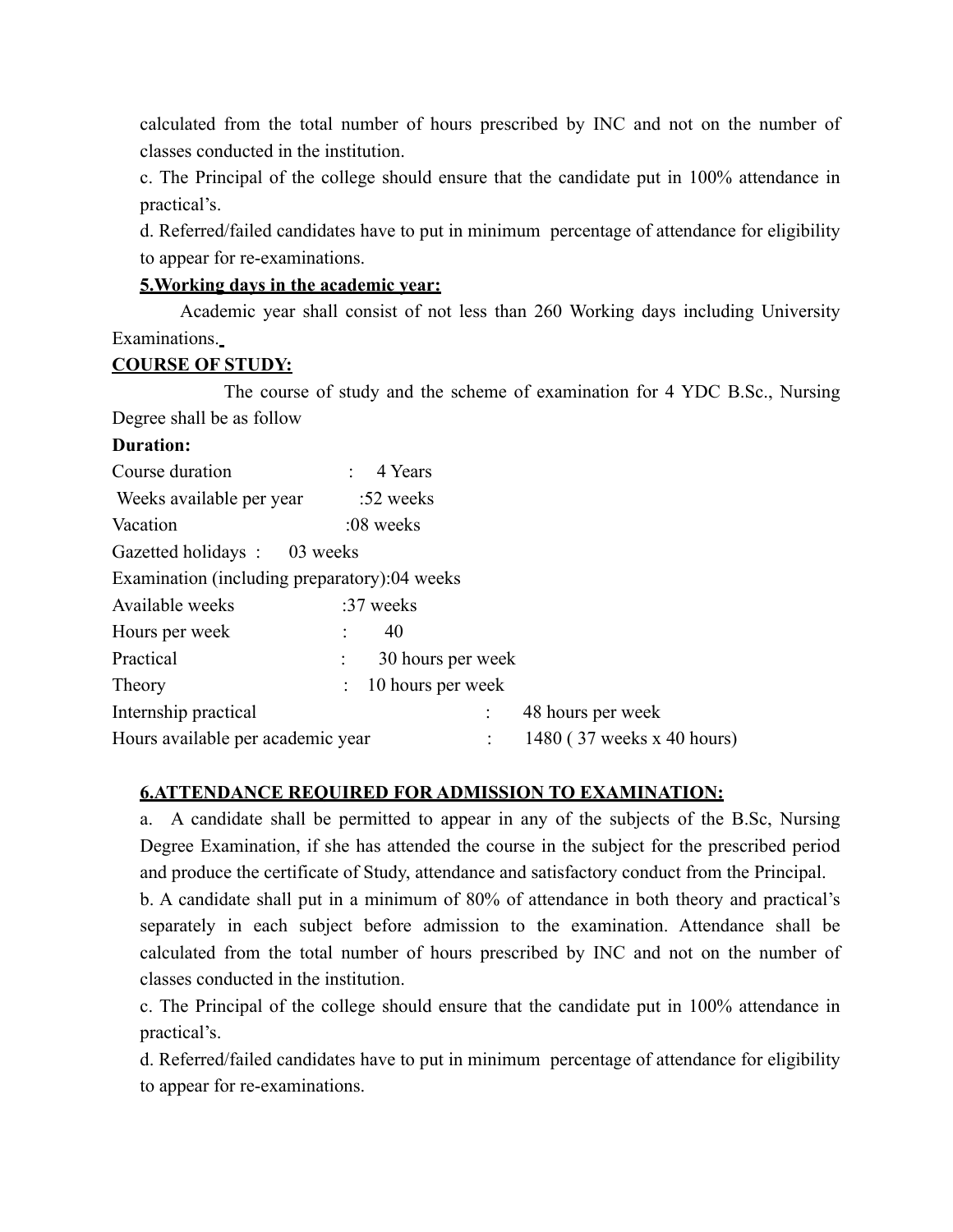calculated from the total number of hours prescribed by INC and not on the number of classes conducted in the institution.

c. The Principal of the college should ensure that the candidate put in 100% attendance in practical's.

d. Referred/failed candidates have to put in minimum percentage of attendance for eligibility to appear for re-examinations.

**5.Working days in the academic year:**

Academic year shall consist of not less than 260 Working days including University Examinations.

**COURSE OF STUDY:**

The course of study and the scheme of examination for 4 YDC B.Sc., Nursing Degree shall be as follow

**Duration:**

Course duration : 4 Years

Weeks available per year :52 weeks

Vacation :08 weeks

Gazetted holidays : 03 weeks

Examination (including preparatory):04 weeks

Available weeks :37 weeks

Hours per week : 40

Practical : 30 hours per week

Theory : 10 hours per week

Internship practical : 48 hours per week

Hours available per academic year : 1480 ( 37 weeks x 40 hours)

**6.ATTENDANCE REQUIRED FOR ADMISSION TO EXAMINATION:**

a. A candidate shall be permitted to appear in any of the subjects of the B.Sc, Nursing Degree Examination, if she has attended the course in the subject for the prescribed period and produce the certificate of Study, attendance and satisfactory conduct from the Principal.

b. A candidate shall put in a minimum of 80% of attendance in both theory and practical's separately in each subject before admission to the examination. Attendance shall be calculated from the total number of hours prescribed by INC and not on the number of classes conducted in the institution.

c. The Principal of the college should ensure that the candidate put in 100% attendance in practical's.

d. Referred/failed candidates have to put in minimum percentage of attendance for eligibility to appear for re-examinations.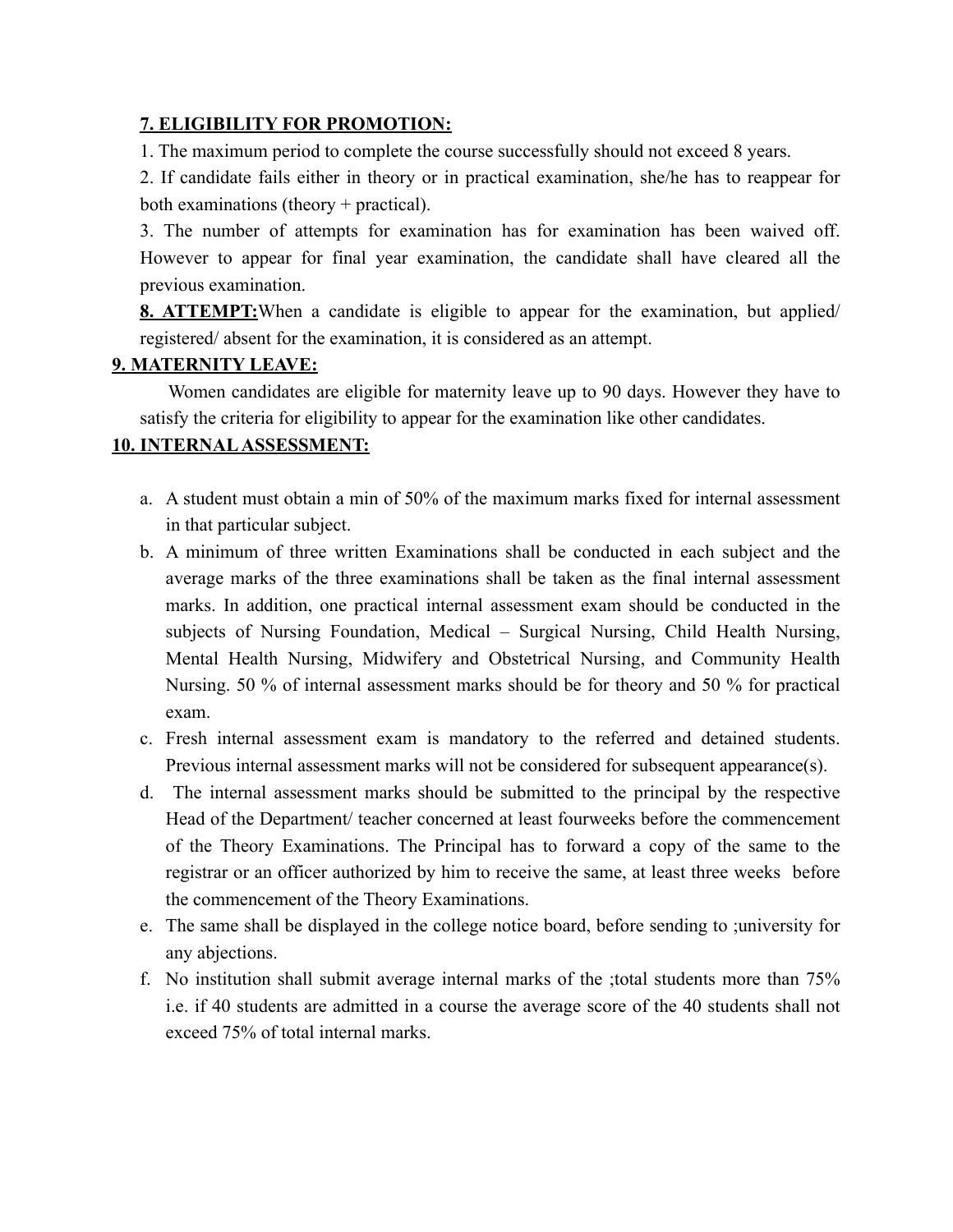**7. ELIGIBILITY FOR PROMOTION:**

1. The maximum period to complete the course successfully should not exceed 8 years.
2. If candidate fails either in theory or in practical examination, she/he has to reappear for both examinations (theory + practical).
3. The number of attempts for examination has for examination has been waived off. However to appear for final year examination, the candidate shall have cleared all the previous examination.

**8. ATTEMPT:** When a candidate is eligible to appear for the examination, but applied/ registered/ absent for the examination, it is considered as an attempt.

**9. MATERNITY LEAVE:**

Women candidates are eligible for maternity leave up to 90 days. However they have to satisfy the criteria for eligibility to appear for the examination like other candidates.

**10. INTERNAL ASSESSMENT:**

a. A student must obtain a min of 50% of the maximum marks fixed for internal assessment in that particular subject.
b. A minimum of three written Examinations shall be conducted in each subject and the average marks of the three examinations shall be taken as the final internal assessment marks. In addition, one practical internal assessment exam should be conducted in the subjects of Nursing Foundation, Medical – Surgical Nursing, Child Health Nursing, Mental Health Nursing, Midwifery and Obstetrical Nursing, and Community Health Nursing. 50 % of internal assessment marks should be for theory and 50 % for practical exam.
c. Fresh internal assessment exam is mandatory to the referred and detained students. Previous internal assessment marks will not be considered for subsequent appearance(s).
d. The internal assessment marks should be submitted to the principal by the respective Head of the Department/ teacher concerned at least fourweeks before the commencement of the Theory Examinations. The Principal has to forward a copy of the same to the registrar or an officer authorized by him to receive the same, at least three weeks before the commencement of the Theory Examinations.
e. The same shall be displayed in the college notice board, before sending to ;university for any abjections.
f. No institution shall submit average internal marks of the ;total students more than 75% i.e. if 40 students are admitted in a course the average score of the 40 students shall not exceed 75% of total internal marks.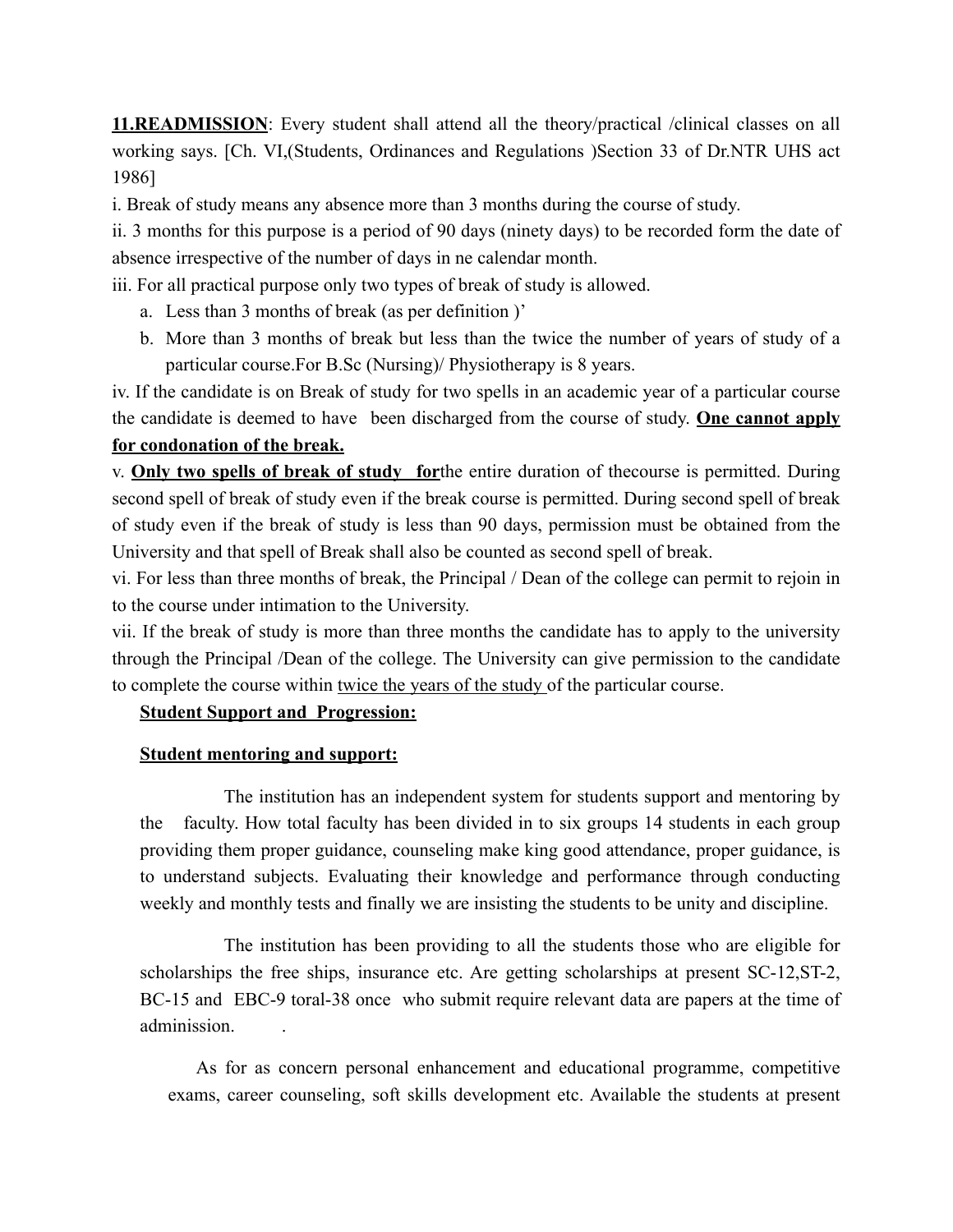**11.READMISSION**: Every student shall attend all the theory/practical /clinical classes on all working says. [Ch. VI,(Students, Ordinances and Regulations )Section 33 of Dr.NTR UHS act 1986]

i. Break of study means any absence more than 3 months during the course of study.

ii. 3 months for this purpose is a period of 90 days (ninety days) to be recorded form the date of absence irrespective of the number of days in ne calendar month.

iii. For all practical purpose only two types of break of study is allowed.

a. Less than 3 months of break (as per definition )'
b. More than 3 months of break but less than the twice the number of years of study of a particular course.For B.Sc (Nursing)/ Physiotherapy is 8 years.

iv. If the candidate is on Break of study for two spells in an academic year of a particular course the candidate is deemed to have been discharged from the course of study. **One cannot apply for condonation of the break.**

v. **Only two spells of break of study for**the entire duration of thecourse is permitted. During second spell of break of study even if the break course is permitted. During second spell of break of study even if the break of study is less than 90 days, permission must be obtained from the University and that spell of Break shall also be counted as second spell of break.

vi. For less than three months of break, the Principal / Dean of the college can permit to rejoin in to the course under intimation to the University.

vii. If the break of study is more than three months the candidate has to apply to the university through the Principal /Dean of the college. The University can give permission to the candidate to complete the course within twice the years of the study of the particular course.

**Student Support and Progression:**

**Student mentoring and support:**

The institution has an independent system for students support and mentoring by the faculty. How total faculty has been divided in to six groups 14 students in each group providing them proper guidance, counseling make king good attendance, proper guidance, is to understand subjects. Evaluating their knowledge and performance through conducting weekly and monthly tests and finally we are insisting the students to be unity and discipline.

The institution has been providing to all the students those who are eligible for scholarships the free ships, insurance etc. Are getting scholarships at present SC-12,ST-2, BC-15 and EBC-9 toral-38 once who submit require relevant data are papers at the time of administion.

As for as concern personal enhancement and educational programme, competitive exams, career counseling, soft skills development etc. Available the students at present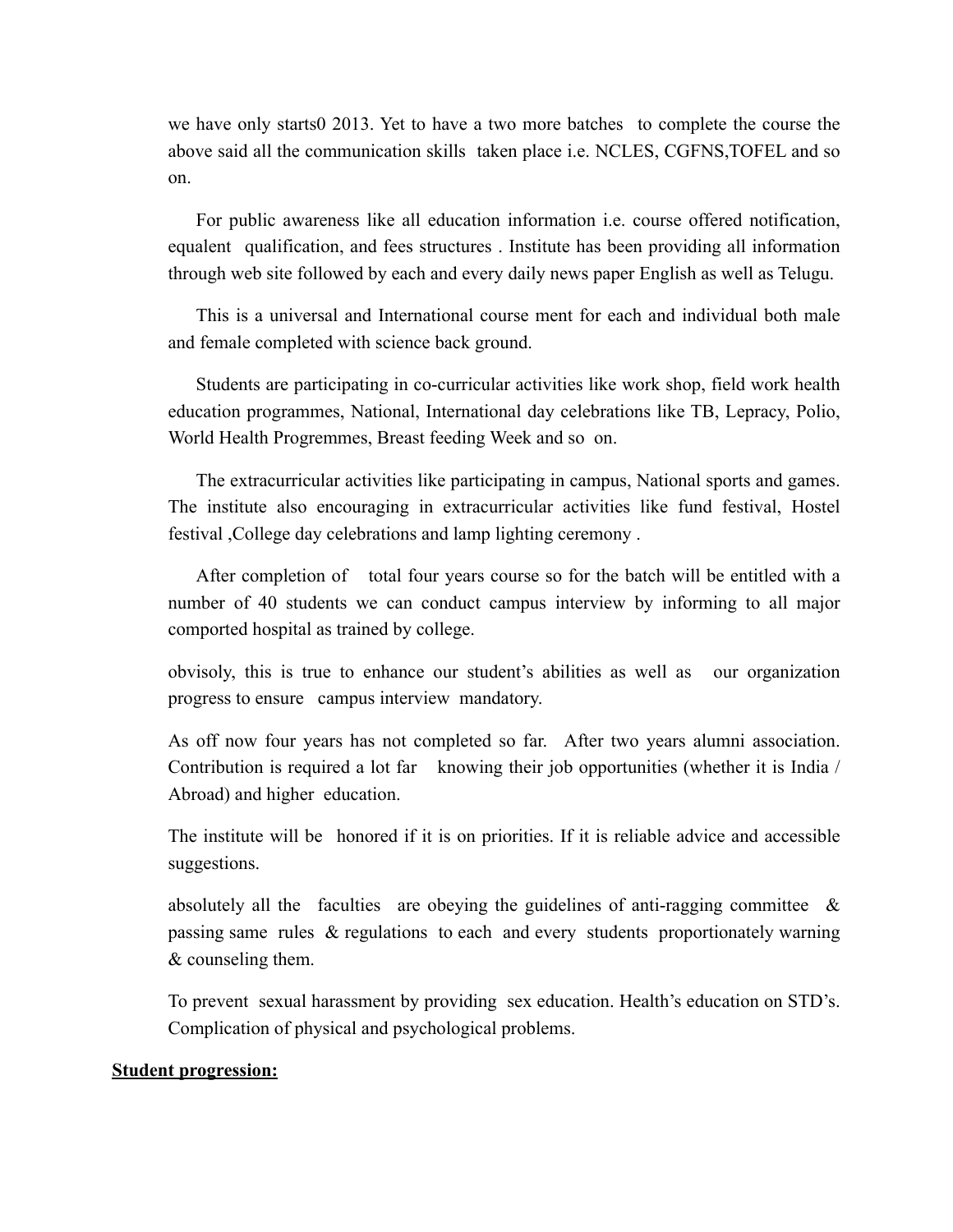we have only starts0 2013. Yet to have a two more batches to complete the course the above said all the communication skills taken place i.e. NCLES, CGFNS,TOFEL and so on.

For public awareness like all education information i.e. course offered notification, equalent qualification, and fees structures . Institute has been providing all information through web site followed by each and every daily news paper English as well as Telugu.

This is a universal and International course ment for each and individual both male and female completed with science back ground.

Students are participating in co-curricular activities like work shop, field work health education programmes, National, International day celebrations like TB, Lepracy, Polio, World Health Progremmes, Breast feeding Week and so on.

The extracurricular activities like participating in campus, National sports and games. The institute also encouraging in extracurricular activities like fund festival, Hostel festival ,College day celebrations and lamp lighting ceremony .

After completion of total four years course so for the batch will be entitled with a number of 40 students we can conduct campus interview by informing to all major comported hospital as trained by college.

obvisoly, this is true to enhance our student's abilities as well as our organization progress to ensure campus interview mandatory.

As off now four years has not completed so far. After two years alumni association. Contribution is required a lot far knowing their job opportunities (whether it is India / Abroad) and higher education.

The institute will be honored if it is on priorities. If it is reliable advice and accessible suggestions.

absolutely all the faculties are obeying the guidelines of anti-ragging committee & passing same rules & regulations to each and every students proportionately warning & counseling them.

To prevent sexual harassment by providing sex education. Health's education on STD's. Complication of physical and psychological problems.

**Student progression:**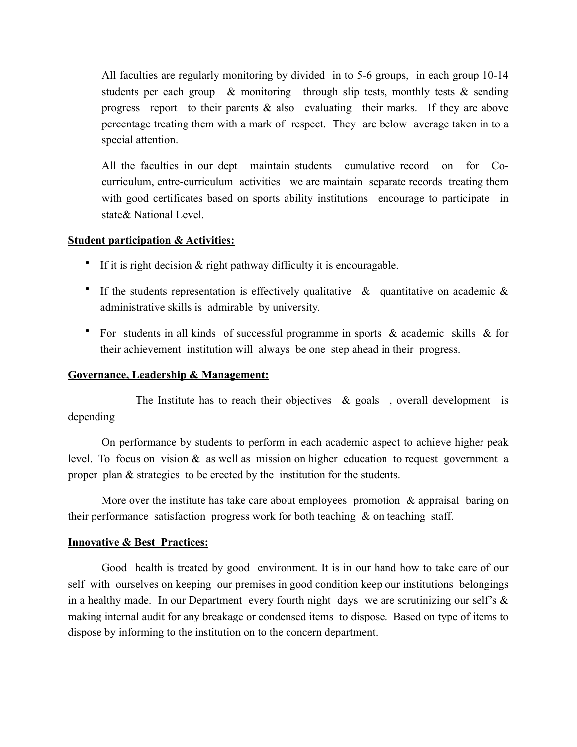All faculties are regularly monitoring by divided in to 5-6 groups, in each group 10-14 students per each group & monitoring through slip tests, monthly tests & sending progress report to their parents & also evaluating their marks. If they are above percentage treating them with a mark of respect. They are below average taken in to a special attention.

All the faculties in our dept maintain students cumulative record on for Co-curriculum, entre-curriculum activities we are maintain separate records treating them with good certificates based on sports ability institutions encourage to participate in state& National Level.

**Student participation & Activities:**

- If it is right decision & right pathway difficulty it is encouragable.
- If the students representation is effectively qualitative & quantitative on academic & administrative skills is admirable by university.
- For students in all kinds of successful programme in sports & academic skills & for their achievement institution will always be one step ahead in their progress.

**Governance, Leadership & Management:**

The Institute has to reach their objectives & goals , overall development is depending

On performance by students to perform in each academic aspect to achieve higher peak level. To focus on vision & as well as mission on higher education to request government a proper plan & strategies to be erected by the institution for the students.

More over the institute has take care about employees promotion & appraisal baring on their performance satisfaction progress work for both teaching & on teaching staff.

**Innovative & Best Practices:**

Good health is treated by good environment. It is in our hand how to take care of our self with ourselves on keeping our premises in good condition keep our institutions belongings in a healthy made. In our Department every fourth night days we are scrutinizing our self's & making internal audit for any breakage or condensed items to dispose. Based on type of items to dispose by informing to the institution on to the concern department.